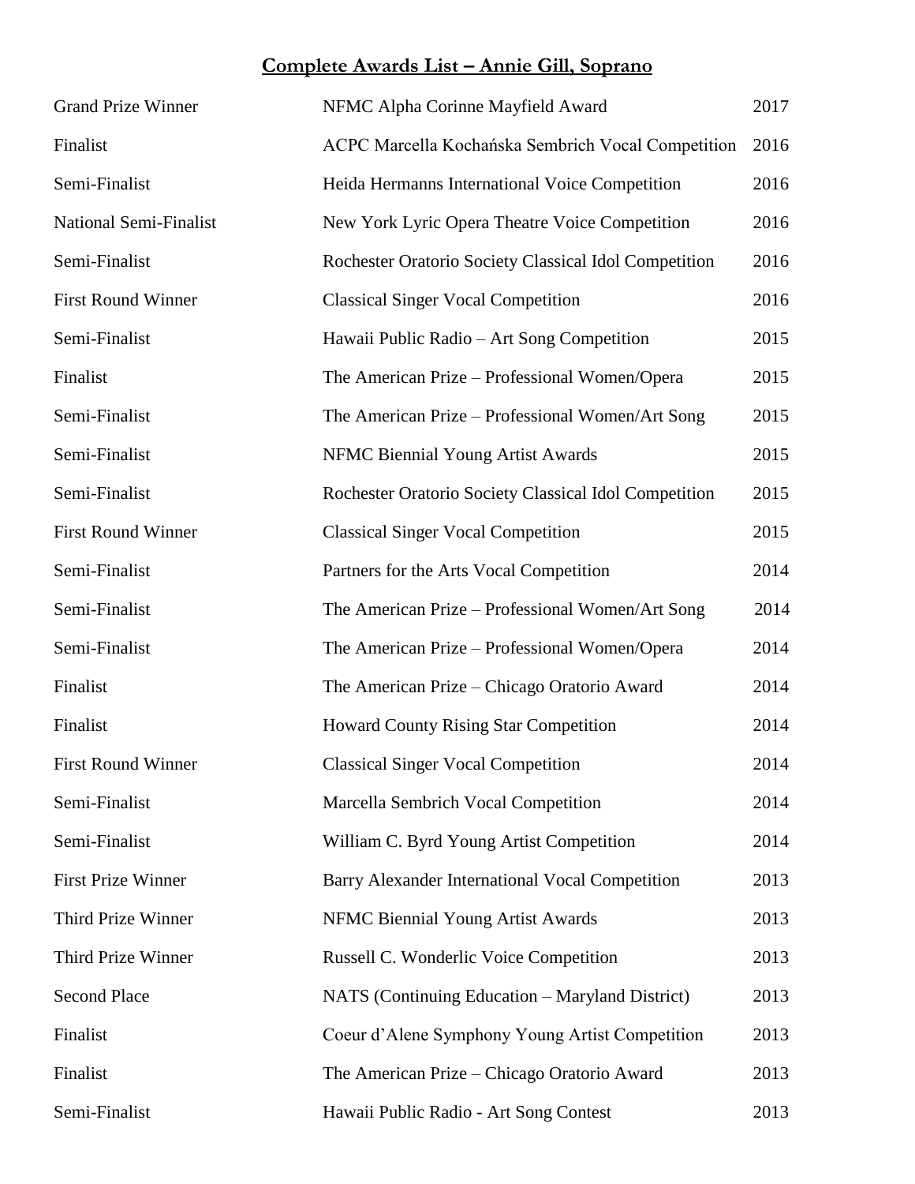# Complete Awards List – Annie Gill, Soprano

| | | |
|---|---|---|
| Grand Prize Winner | NFMC Alpha Corinne Mayfield Award | 2017 |
| Finalist | ACPC Marcella Kochańska Sembrich Vocal Competition | 2016 |
| Semi-Finalist | Heida Hermanns International Voice Competition | 2016 |
| National Semi-Finalist | New York Lyric Opera Theatre Voice Competition | 2016 |
| Semi-Finalist | Rochester Oratorio Society Classical Idol Competition | 2016 |
| First Round Winner | Classical Singer Vocal Competition | 2016 |
| Semi-Finalist | Hawaii Public Radio – Art Song Competition | 2015 |
| Finalist | The American Prize – Professional Women/Opera | 2015 |
| Semi-Finalist | The American Prize – Professional Women/Art Song | 2015 |
| Semi-Finalist | NFMC Biennial Young Artist Awards | 2015 |
| Semi-Finalist | Rochester Oratorio Society Classical Idol Competition | 2015 |
| First Round Winner | Classical Singer Vocal Competition | 2015 |
| Semi-Finalist | Partners for the Arts Vocal Competition | 2014 |
| Semi-Finalist | The American Prize – Professional Women/Art Song | 2014 |
| Semi-Finalist | The American Prize – Professional Women/Opera | 2014 |
| Finalist | The American Prize – Chicago Oratorio Award | 2014 |
| Finalist | Howard County Rising Star Competition | 2014 |
| First Round Winner | Classical Singer Vocal Competition | 2014 |
| Semi-Finalist | Marcella Sembrich Vocal Competition | 2014 |
| Semi-Finalist | William C. Byrd Young Artist Competition | 2014 |
| First Prize Winner | Barry Alexander International Vocal Competition | 2013 |
| Third Prize Winner | NFMC Biennial Young Artist Awards | 2013 |
| Third Prize Winner | Russell C. Wonderlic Voice Competition | 2013 |
| Second Place | NATS (Continuing Education – Maryland District) | 2013 |
| Finalist | Coeur d'Alene Symphony Young Artist Competition | 2013 |
| Finalist | The American Prize – Chicago Oratorio Award | 2013 |
| Semi-Finalist | Hawaii Public Radio - Art Song Contest | 2013 |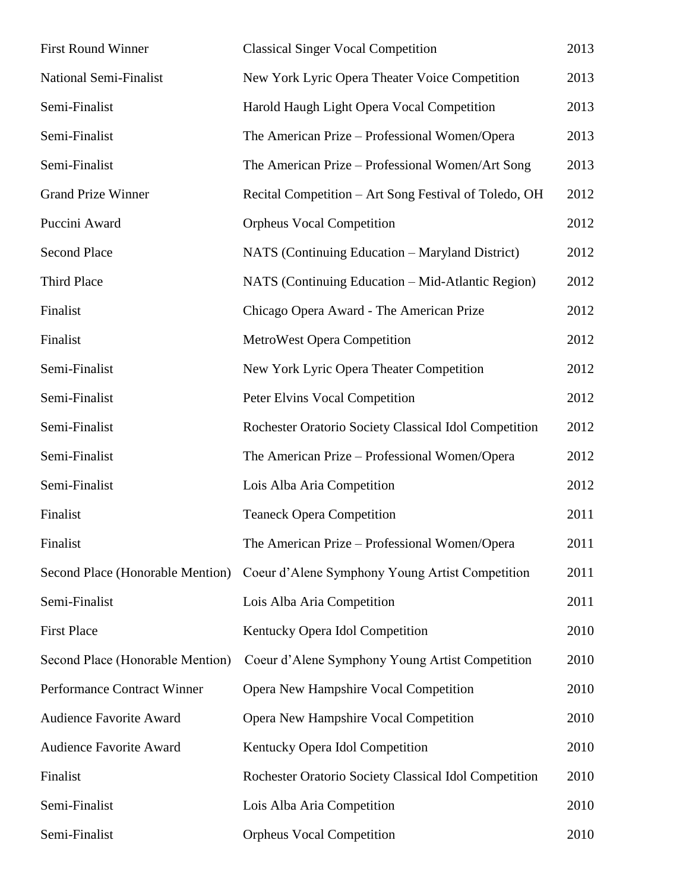| | | |
|---|---|---|
| First Round Winner | Classical Singer Vocal Competition | 2013 |
| National Semi-Finalist | New York Lyric Opera Theater Voice Competition | 2013 |
| Semi-Finalist | Harold Haugh Light Opera Vocal Competition | 2013 |
| Semi-Finalist | The American Prize – Professional Women/Opera | 2013 |
| Semi-Finalist | The American Prize – Professional Women/Art Song | 2013 |
| Grand Prize Winner | Recital Competition – Art Song Festival of Toledo, OH | 2012 |
| Puccini Award | Orpheus Vocal Competition | 2012 |
| Second Place | NATS (Continuing Education – Maryland District) | 2012 |
| Third Place | NATS (Continuing Education – Mid-Atlantic Region) | 2012 |
| Finalist | Chicago Opera Award - The American Prize | 2012 |
| Finalist | MetroWest Opera Competition | 2012 |
| Semi-Finalist | New York Lyric Opera Theater Competition | 2012 |
| Semi-Finalist | Peter Elvins Vocal Competition | 2012 |
| Semi-Finalist | Rochester Oratorio Society Classical Idol Competition | 2012 |
| Semi-Finalist | The American Prize – Professional Women/Opera | 2012 |
| Semi-Finalist | Lois Alba Aria Competition | 2012 |
| Finalist | Teaneck Opera Competition | 2011 |
| Finalist | The American Prize – Professional Women/Opera | 2011 |
| Second Place (Honorable Mention) | Coeur d'Alene Symphony Young Artist Competition | 2011 |
| Semi-Finalist | Lois Alba Aria Competition | 2011 |
| First Place | Kentucky Opera Idol Competition | 2010 |
| Second Place (Honorable Mention) | Coeur d'Alene Symphony Young Artist Competition | 2010 |
| Performance Contract Winner | Opera New Hampshire Vocal Competition | 2010 |
| Audience Favorite Award | Opera New Hampshire Vocal Competition | 2010 |
| Audience Favorite Award | Kentucky Opera Idol Competition | 2010 |
| Finalist | Rochester Oratorio Society Classical Idol Competition | 2010 |
| Semi-Finalist | Lois Alba Aria Competition | 2010 |
| Semi-Finalist | Orpheus Vocal Competition | 2010 |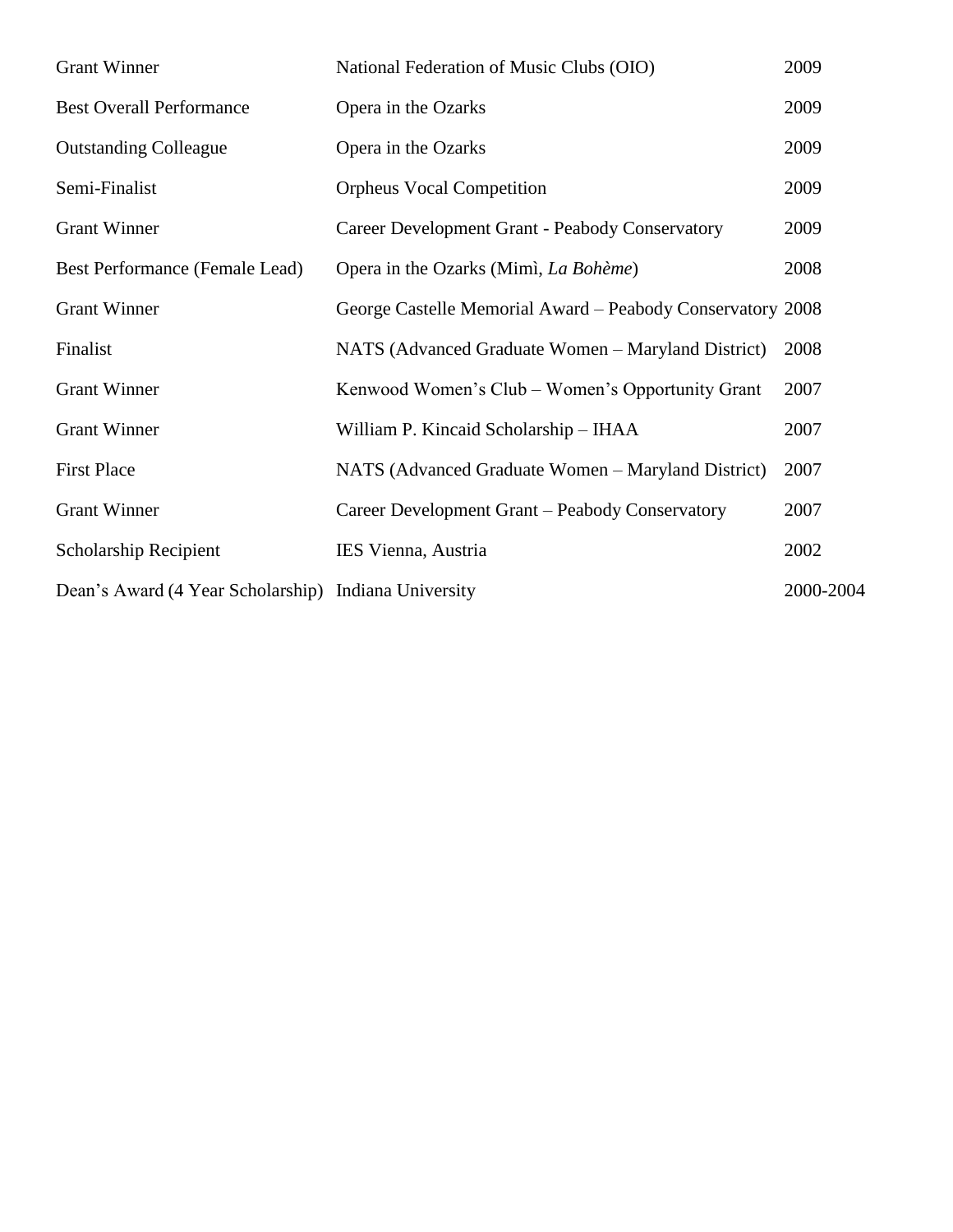| | | |
|---|---|---|
| Grant Winner | National Federation of Music Clubs (OIO) | 2009 |
| Best Overall Performance | Opera in the Ozarks | 2009 |
| Outstanding Colleague | Opera in the Ozarks | 2009 |
| Semi-Finalist | Orpheus Vocal Competition | 2009 |
| Grant Winner | Career Development Grant - Peabody Conservatory | 2009 |
| Best Performance (Female Lead) | Opera in the Ozarks (Mimì, *La Bohème*) | 2008 |
| Grant Winner | George Castelle Memorial Award – Peabody Conservatory | 2008 |
| Finalist | NATS (Advanced Graduate Women – Maryland District) | 2008 |
| Grant Winner | Kenwood Women's Club – Women's Opportunity Grant | 2007 |
| Grant Winner | William P. Kincaid Scholarship – IHAA | 2007 |
| First Place | NATS (Advanced Graduate Women – Maryland District) | 2007 |
| Grant Winner | Career Development Grant – Peabody Conservatory | 2007 |
| Scholarship Recipient | IES Vienna, Austria | 2002 |
| Dean's Award (4 Year Scholarship) | Indiana University | 2000-2004 |